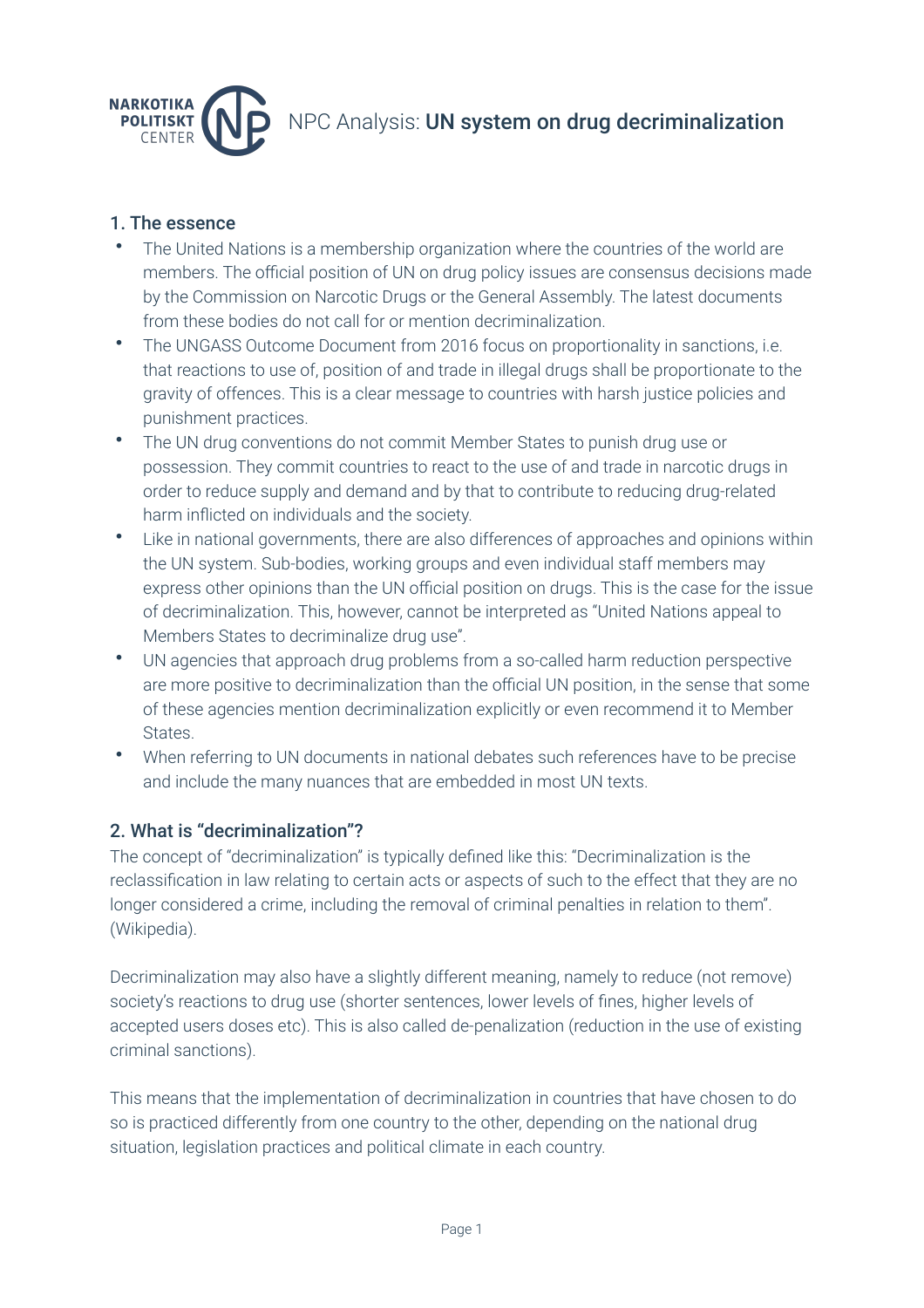# NPC Analysis: **UN system on drug decriminalization**

## 1. The essence

- The United Nations is a membership organization where the countries of the world are members. The official position of UN on drug policy issues are consensus decisions made by the Commission on Narcotic Drugs or the General Assembly. The latest documents from these bodies do not call for or mention decriminalization.
- The UNGASS Outcome Document from 2016 focus on proportionality in sanctions, i.e. that reactions to use of, position of and trade in illegal drugs shall be proportionate to the gravity of offences. This is a clear message to countries with harsh justice policies and punishment practices.
- The UN drug conventions do not commit Member States to punish drug use or possession. They commit countries to react to the use of and trade in narcotic drugs in order to reduce supply and demand and by that to contribute to reducing drug-related harm inflicted on individuals and the society.
- Like in national governments, there are also differences of approaches and opinions within the UN system. Sub-bodies, working groups and even individual staff members may express other opinions than the UN official position on drugs. This is the case for the issue of decriminalization. This, however, cannot be interpreted as "United Nations appeal to Members States to decriminalize drug use".
- UN agencies that approach drug problems from a so-called harm reduction perspective are more positive to decriminalization than the official UN position, in the sense that some of these agencies mention decriminalization explicitly or even recommend it to Member States.
- When referring to UN documents in national debates such references have to be precise and include the many nuances that are embedded in most UN texts.

## 2. What is "decriminalization"?

The concept of "decriminalization" is typically defined like this: "Decriminalization is the reclassification in law relating to certain acts or aspects of such to the effect that they are no longer considered a crime, including the removal of criminal penalties in relation to them". (Wikipedia).

Decriminalization may also have a slightly different meaning, namely to reduce (not remove) society's reactions to drug use (shorter sentences, lower levels of fines, higher levels of accepted users doses etc). This is also called de-penalization (reduction in the use of existing criminal sanctions).

This means that the implementation of decriminalization in countries that have chosen to do so is practiced differently from one country to the other, depending on the national drug situation, legislation practices and political climate in each country.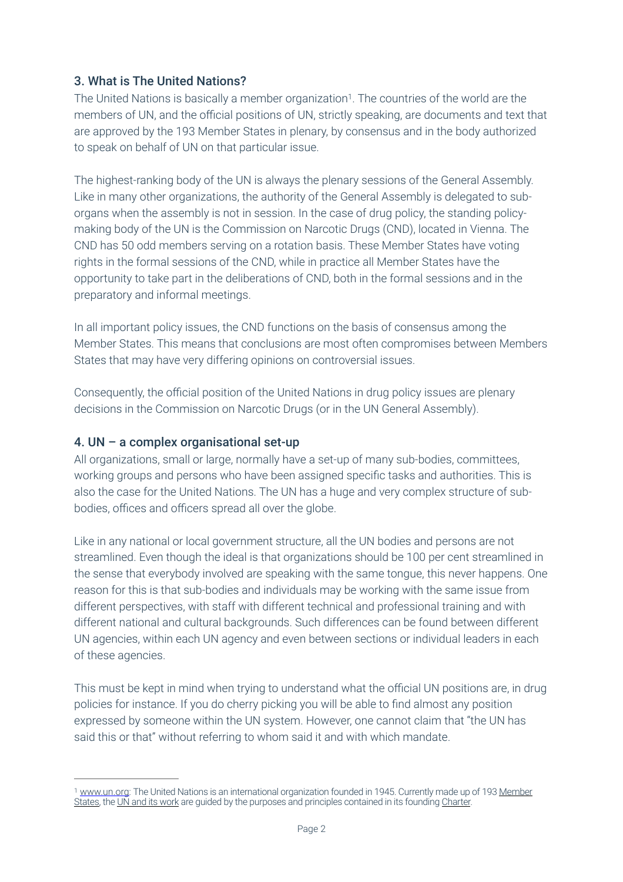## 3. What is The United Nations?

The United Nations is basically a member organization[1]. The countries of the world are the members of UN, and the official positions of UN, strictly speaking, are documents and text that are approved by the 193 Member States in plenary, by consensus and in the body authorized to speak on behalf of UN on that particular issue.

The highest-ranking body of the UN is always the plenary sessions of the General Assembly. Like in many other organizations, the authority of the General Assembly is delegated to sub-organs when the assembly is not in session. In the case of drug policy, the standing policy-making body of the UN is the Commission on Narcotic Drugs (CND), located in Vienna. The CND has 50 odd members serving on a rotation basis. These Member States have voting rights in the formal sessions of the CND, while in practice all Member States have the opportunity to take part in the deliberations of CND, both in the formal sessions and in the preparatory and informal meetings.

In all important policy issues, the CND functions on the basis of consensus among the Member States. This means that conclusions are most often compromises between Members States that may have very differing opinions on controversial issues.

Consequently, the official position of the United Nations in drug policy issues are plenary decisions in the Commission on Narcotic Drugs (or in the UN General Assembly).

## 4. UN – a complex organisational set-up

All organizations, small or large, normally have a set-up of many sub-bodies, committees, working groups and persons who have been assigned specific tasks and authorities. This is also the case for the United Nations. The UN has a huge and very complex structure of sub-bodies, offices and officers spread all over the globe.

Like in any national or local government structure, all the UN bodies and persons are not streamlined. Even though the ideal is that organizations should be 100 per cent streamlined in the sense that everybody involved are speaking with the same tongue, this never happens. One reason for this is that sub-bodies and individuals may be working with the same issue from different perspectives, with staff with different technical and professional training and with different national and cultural backgrounds. Such differences can be found between different UN agencies, within each UN agency and even between sections or individual leaders in each of these agencies.

This must be kept in mind when trying to understand what the official UN positions are, in drug policies for instance. If you do cherry picking you will be able to find almost any position expressed by someone within the UN system. However, one cannot claim that "the UN has said this or that" without referring to whom said it and with which mandate.

---

[1] www.un.org: The United Nations is an international organization founded in 1945. Currently made up of 193 Member States, the UN and its work are guided by the purposes and principles contained in its founding Charter.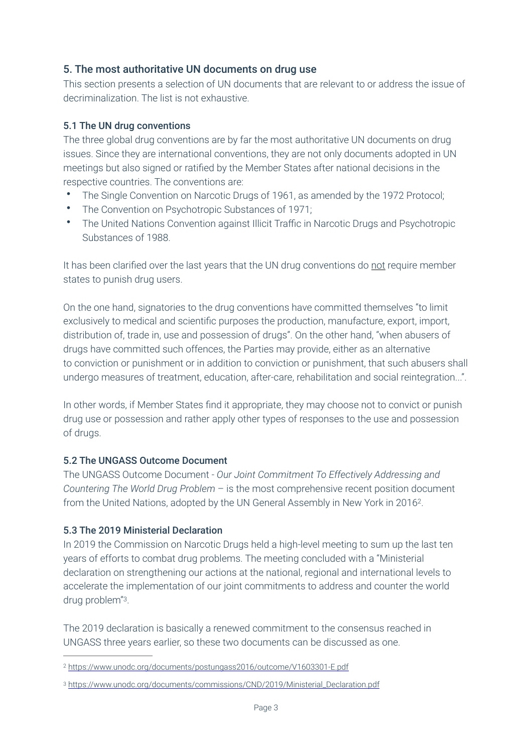## 5. The most authoritative UN documents on drug use

This section presents a selection of UN documents that are relevant to or address the issue of decriminalization. The list is not exhaustive.

### 5.1 The UN drug conventions

The three global drug conventions are by far the most authoritative UN documents on drug issues. Since they are international conventions, they are not only documents adopted in UN meetings but also signed or ratified by the Member States after national decisions in the respective countries. The conventions are:

- The Single Convention on Narcotic Drugs of 1961, as amended by the 1972 Protocol;
- The Convention on Psychotropic Substances of 1971;
- The United Nations Convention against Illicit Traffic in Narcotic Drugs and Psychotropic Substances of 1988.

It has been clarified over the last years that the UN drug conventions do not require member states to punish drug users.

On the one hand, signatories to the drug conventions have committed themselves "to limit exclusively to medical and scientific purposes the production, manufacture, export, import, distribution of, trade in, use and possession of drugs". On the other hand, "when abusers of drugs have committed such offences, the Parties may provide, either as an alternative to conviction or punishment or in addition to conviction or punishment, that such abusers shall undergo measures of treatment, education, after-care, rehabilitation and social reintegration...".

In other words, if Member States find it appropriate, they may choose not to convict or punish drug use or possession and rather apply other types of responses to the use and possession of drugs.

### 5.2 The UNGASS Outcome Document

The UNGASS Outcome Document - *Our Joint Commitment To Effectively Addressing and Countering The World Drug Problem* – is the most comprehensive recent position document from the United Nations, adopted by the UN General Assembly in New York in 2016[2].

### 5.3 The 2019 Ministerial Declaration

In 2019 the Commission on Narcotic Drugs held a high-level meeting to sum up the last ten years of efforts to combat drug problems. The meeting concluded with a "Ministerial declaration on strengthening our actions at the national, regional and international levels to accelerate the implementation of our joint commitments to address and counter the world drug problem"[3].

The 2019 declaration is basically a renewed commitment to the consensus reached in UNGASS three years earlier, so these two documents can be discussed as one.

---

[2] https://www.unodc.org/documents/postungass2016/outcome/V1603301-E.pdf

[3] https://www.unodc.org/documents/commissions/CND/2019/Ministerial_Declaration.pdf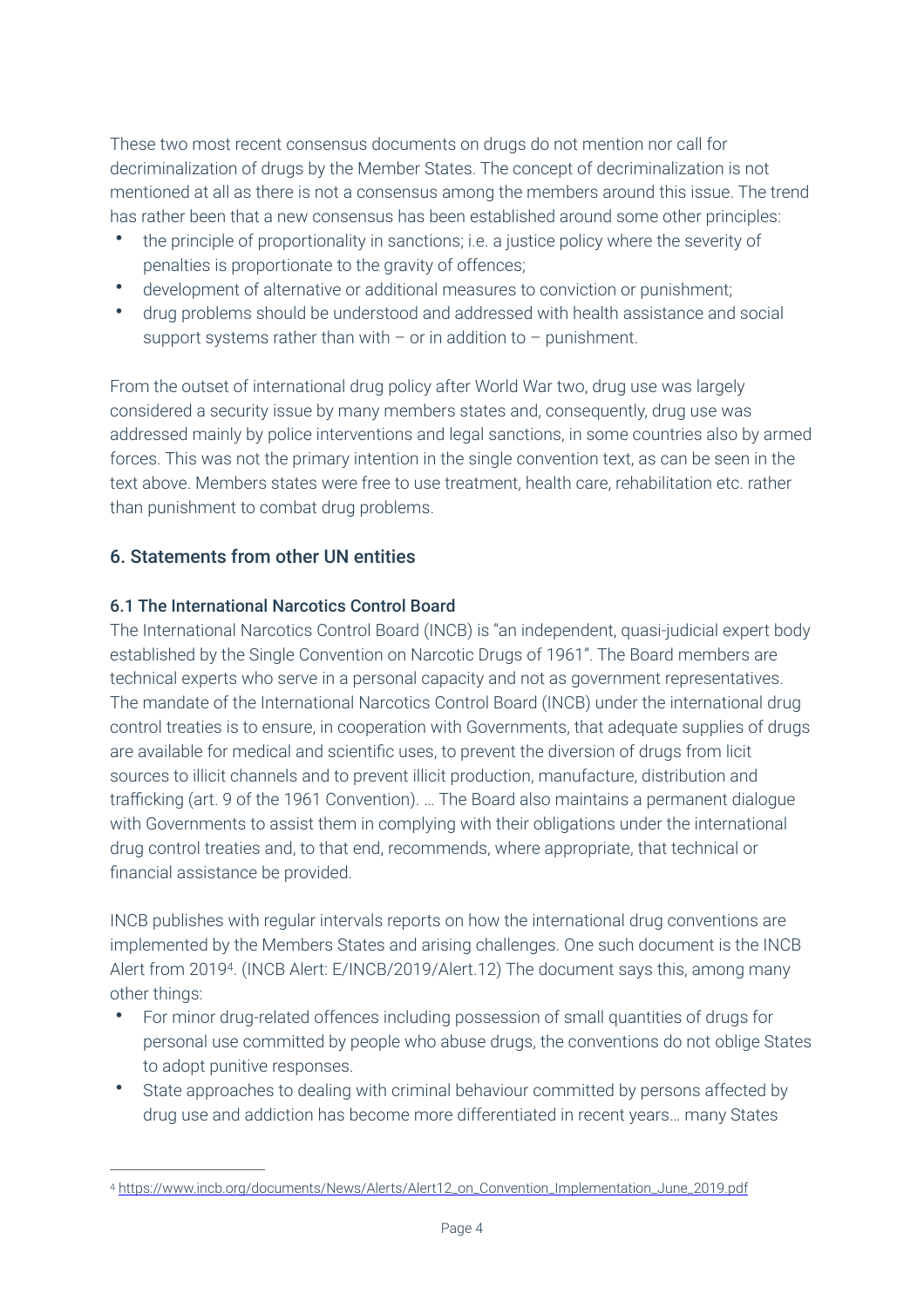These two most recent consensus documents on drugs do not mention nor call for decriminalization of drugs by the Member States. The concept of decriminalization is not mentioned at all as there is not a consensus among the members around this issue. The trend has rather been that a new consensus has been established around some other principles:

- the principle of proportionality in sanctions; i.e. a justice policy where the severity of penalties is proportionate to the gravity of offences;
- development of alternative or additional measures to conviction or punishment;
- drug problems should be understood and addressed with health assistance and social support systems rather than with – or in addition to – punishment.

From the outset of international drug policy after World War two, drug use was largely considered a security issue by many members states and, consequently, drug use was addressed mainly by police interventions and legal sanctions, in some countries also by armed forces. This was not the primary intention in the single convention text, as can be seen in the text above. Members states were free to use treatment, health care, rehabilitation etc. rather than punishment to combat drug problems.

## 6. Statements from other UN entities

### 6.1 The International Narcotics Control Board

The International Narcotics Control Board (INCB) is "an independent, quasi-judicial expert body established by the Single Convention on Narcotic Drugs of 1961". The Board members are technical experts who serve in a personal capacity and not as government representatives. The mandate of the International Narcotics Control Board (INCB) under the international drug control treaties is to ensure, in cooperation with Governments, that adequate supplies of drugs are available for medical and scientific uses, to prevent the diversion of drugs from licit sources to illicit channels and to prevent illicit production, manufacture, distribution and trafficking (art. 9 of the 1961 Convention). … The Board also maintains a permanent dialogue with Governments to assist them in complying with their obligations under the international drug control treaties and, to that end, recommends, where appropriate, that technical or financial assistance be provided.

INCB publishes with regular intervals reports on how the international drug conventions are implemented by the Members States and arising challenges. One such document is the INCB Alert from 2019[4]. (INCB Alert: E/INCB/2019/Alert.12) The document says this, among many other things:

- For minor drug-related offences including possession of small quantities of drugs for personal use committed by people who abuse drugs, the conventions do not oblige States to adopt punitive responses.
- State approaches to dealing with criminal behaviour committed by persons affected by drug use and addiction has become more differentiated in recent years… many States

[4] https://www.incb.org/documents/News/Alerts/Alert12_on_Convention_Implementation_June_2019.pdf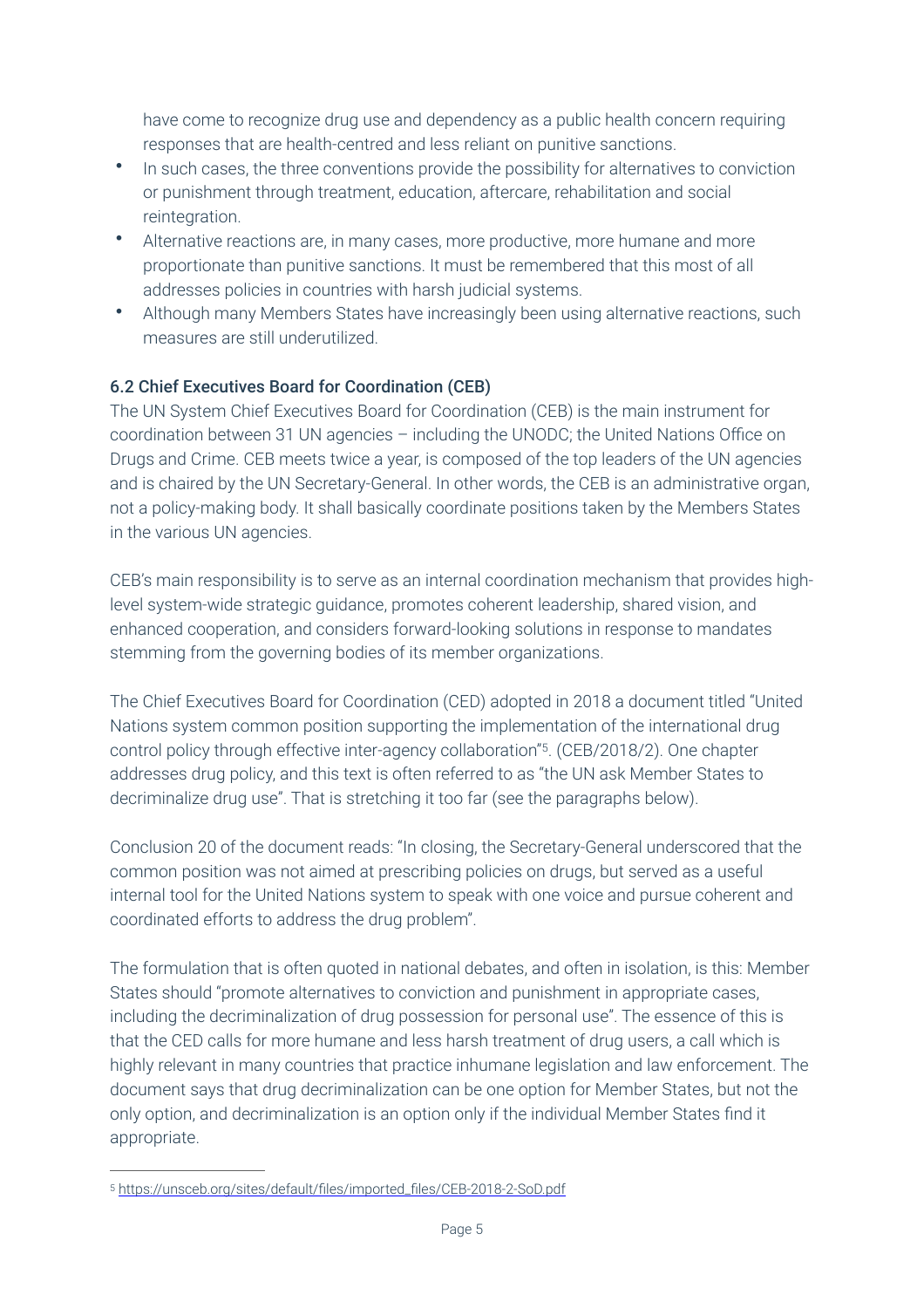have come to recognize drug use and dependency as a public health concern requiring responses that are health-centred and less reliant on punitive sanctions.

- In such cases, the three conventions provide the possibility for alternatives to conviction or punishment through treatment, education, aftercare, rehabilitation and social reintegration.
- Alternative reactions are, in many cases, more productive, more humane and more proportionate than punitive sanctions. It must be remembered that this most of all addresses policies in countries with harsh judicial systems.
- Although many Members States have increasingly been using alternative reactions, such measures are still underutilized.

### 6.2 Chief Executives Board for Coordination (CEB)

The UN System Chief Executives Board for Coordination (CEB) is the main instrument for coordination between 31 UN agencies – including the UNODC; the United Nations Office on Drugs and Crime. CEB meets twice a year, is composed of the top leaders of the UN agencies and is chaired by the UN Secretary-General. In other words, the CEB is an administrative organ, not a policy-making body. It shall basically coordinate positions taken by the Members States in the various UN agencies.

CEB's main responsibility is to serve as an internal coordination mechanism that provides high-level system-wide strategic guidance, promotes coherent leadership, shared vision, and enhanced cooperation, and considers forward-looking solutions in response to mandates stemming from the governing bodies of its member organizations.

The Chief Executives Board for Coordination (CED) adopted in 2018 a document titled "United Nations system common position supporting the implementation of the international drug control policy through effective inter-agency collaboration"[5]. (CEB/2018/2). One chapter addresses drug policy, and this text is often referred to as "the UN ask Member States to decriminalize drug use". That is stretching it too far (see the paragraphs below).

Conclusion 20 of the document reads: "In closing, the Secretary-General underscored that the common position was not aimed at prescribing policies on drugs, but served as a useful internal tool for the United Nations system to speak with one voice and pursue coherent and coordinated efforts to address the drug problem".

The formulation that is often quoted in national debates, and often in isolation, is this: Member States should "promote alternatives to conviction and punishment in appropriate cases, including the decriminalization of drug possession for personal use". The essence of this is that the CED calls for more humane and less harsh treatment of drug users, a call which is highly relevant in many countries that practice inhumane legislation and law enforcement. The document says that drug decriminalization can be one option for Member States, but not the only option, and decriminalization is an option only if the individual Member States find it appropriate.

---

[5] https://unsceb.org/sites/default/files/imported_files/CEB-2018-2-SoD.pdf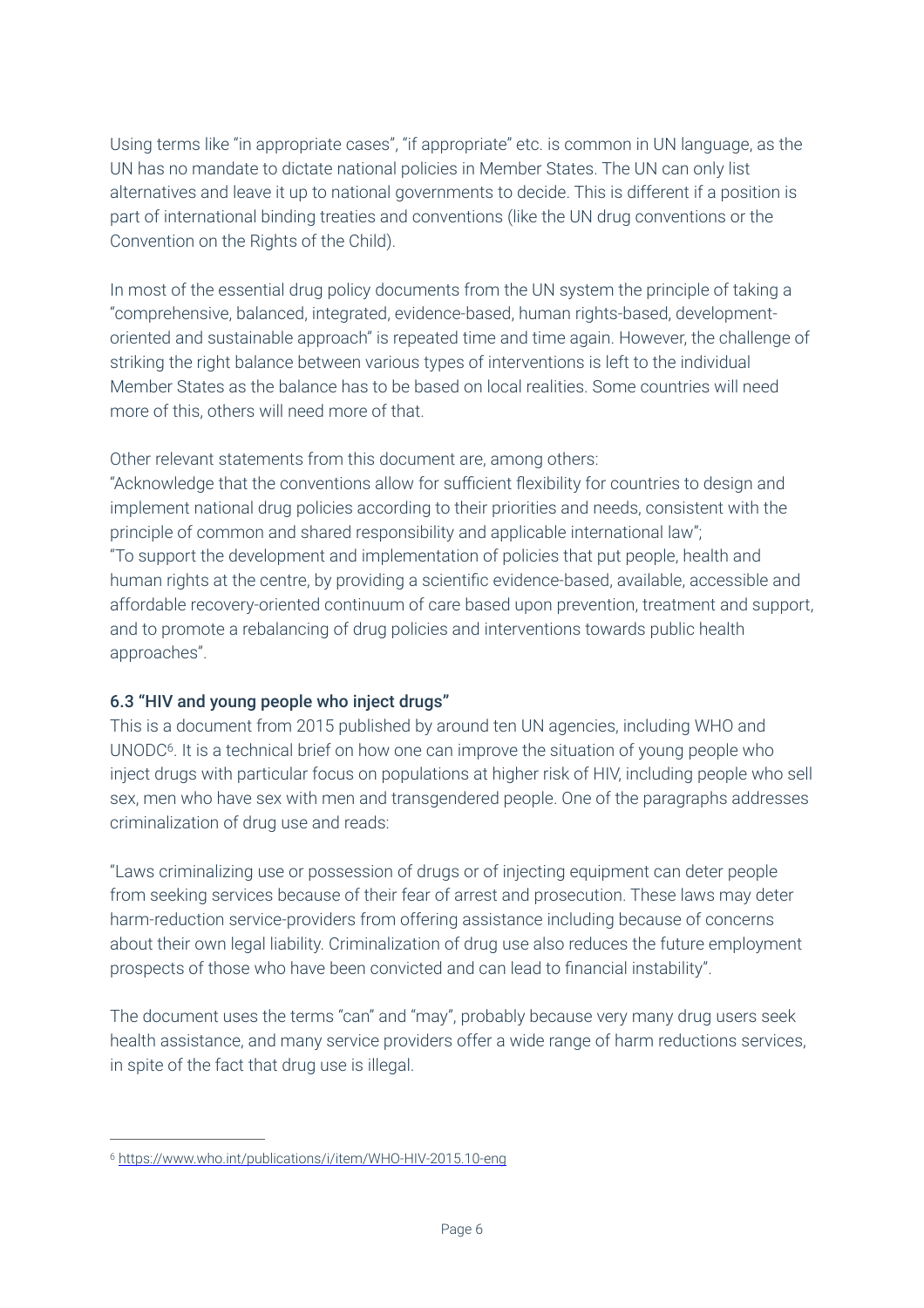Using terms like "in appropriate cases", "if appropriate" etc. is common in UN language, as the UN has no mandate to dictate national policies in Member States. The UN can only list alternatives and leave it up to national governments to decide. This is different if a position is part of international binding treaties and conventions (like the UN drug conventions or the Convention on the Rights of the Child).

In most of the essential drug policy documents from the UN system the principle of taking a "comprehensive, balanced, integrated, evidence-based, human rights-based, development-oriented and sustainable approach" is repeated time and time again. However, the challenge of striking the right balance between various types of interventions is left to the individual Member States as the balance has to be based on local realities. Some countries will need more of this, others will need more of that.

Other relevant statements from this document are, among others:
"Acknowledge that the conventions allow for sufficient flexibility for countries to design and implement national drug policies according to their priorities and needs, consistent with the principle of common and shared responsibility and applicable international law";
"To support the development and implementation of policies that put people, health and human rights at the centre, by providing a scientific evidence-based, available, accessible and affordable recovery-oriented continuum of care based upon prevention, treatment and support, and to promote a rebalancing of drug policies and interventions towards public health approaches".

### 6.3 "HIV and young people who inject drugs"

This is a document from 2015 published by around ten UN agencies, including WHO and UNODC[6]. It is a technical brief on how one can improve the situation of young people who inject drugs with particular focus on populations at higher risk of HIV, including people who sell sex, men who have sex with men and transgendered people. One of the paragraphs addresses criminalization of drug use and reads:

"Laws criminalizing use or possession of drugs or of injecting equipment can deter people from seeking services because of their fear of arrest and prosecution. These laws may deter harm-reduction service-providers from offering assistance including because of concerns about their own legal liability. Criminalization of drug use also reduces the future employment prospects of those who have been convicted and can lead to financial instability".

The document uses the terms "can" and "may", probably because very many drug users seek health assistance, and many service providers offer a wide range of harm reductions services, in spite of the fact that drug use is illegal.

---

[6] https://www.who.int/publications/i/item/WHO-HIV-2015.10-eng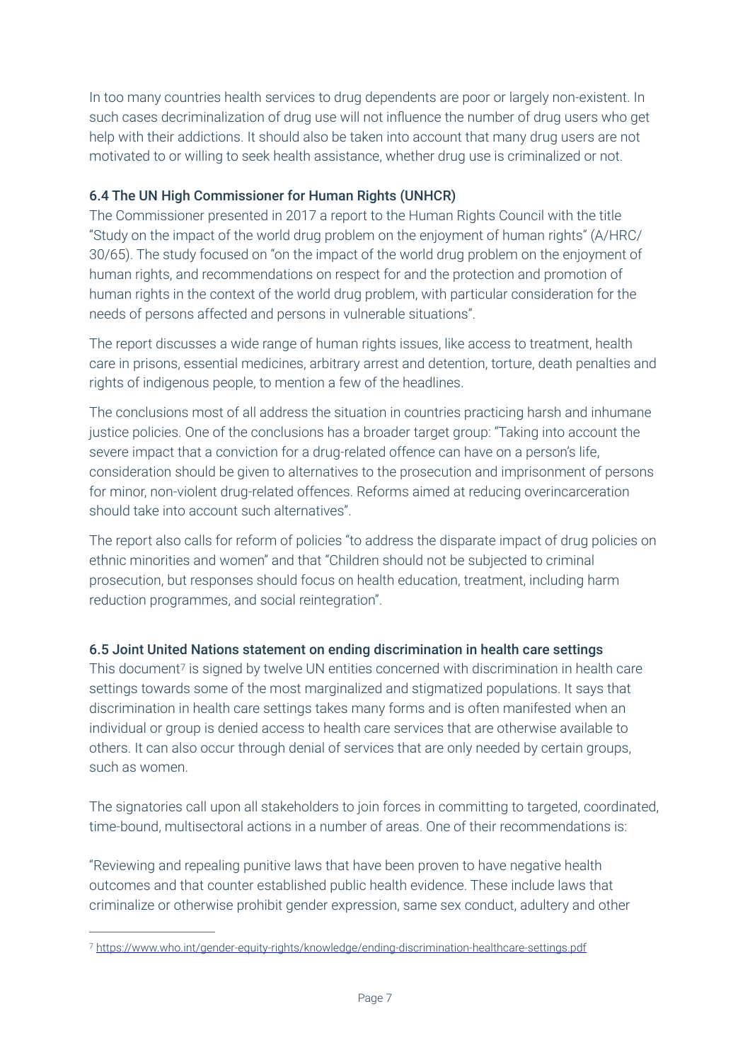In too many countries health services to drug dependents are poor or largely non-existent. In such cases decriminalization of drug use will not influence the number of drug users who get help with their addictions. It should also be taken into account that many drug users are not motivated to or willing to seek health assistance, whether drug use is criminalized or not.

### 6.4 The UN High Commissioner for Human Rights (UNHCR)

The Commissioner presented in 2017 a report to the Human Rights Council with the title "Study on the impact of the world drug problem on the enjoyment of human rights" (A/HRC/30/65). The study focused on "on the impact of the world drug problem on the enjoyment of human rights, and recommendations on respect for and the protection and promotion of human rights in the context of the world drug problem, with particular consideration for the needs of persons affected and persons in vulnerable situations".

The report discusses a wide range of human rights issues, like access to treatment, health care in prisons, essential medicines, arbitrary arrest and detention, torture, death penalties and rights of indigenous people, to mention a few of the headlines.

The conclusions most of all address the situation in countries practicing harsh and inhumane justice policies. One of the conclusions has a broader target group: "Taking into account the severe impact that a conviction for a drug-related offence can have on a person's life, consideration should be given to alternatives to the prosecution and imprisonment of persons for minor, non-violent drug-related offences. Reforms aimed at reducing overincarceration should take into account such alternatives".

The report also calls for reform of policies "to address the disparate impact of drug policies on ethnic minorities and women" and that "Children should not be subjected to criminal prosecution, but responses should focus on health education, treatment, including harm reduction programmes, and social reintegration".

### 6.5 Joint United Nations statement on ending discrimination in health care settings

This document[7] is signed by twelve UN entities concerned with discrimination in health care settings towards some of the most marginalized and stigmatized populations. It says that discrimination in health care settings takes many forms and is often manifested when an individual or group is denied access to health care services that are otherwise available to others. It can also occur through denial of services that are only needed by certain groups, such as women.

The signatories call upon all stakeholders to join forces in committing to targeted, coordinated, time-bound, multisectoral actions in a number of areas. One of their recommendations is:

"Reviewing and repealing punitive laws that have been proven to have negative health outcomes and that counter established public health evidence. These include laws that criminalize or otherwise prohibit gender expression, same sex conduct, adultery and other

[7] https://www.who.int/gender-equity-rights/knowledge/ending-discrimination-healthcare-settings.pdf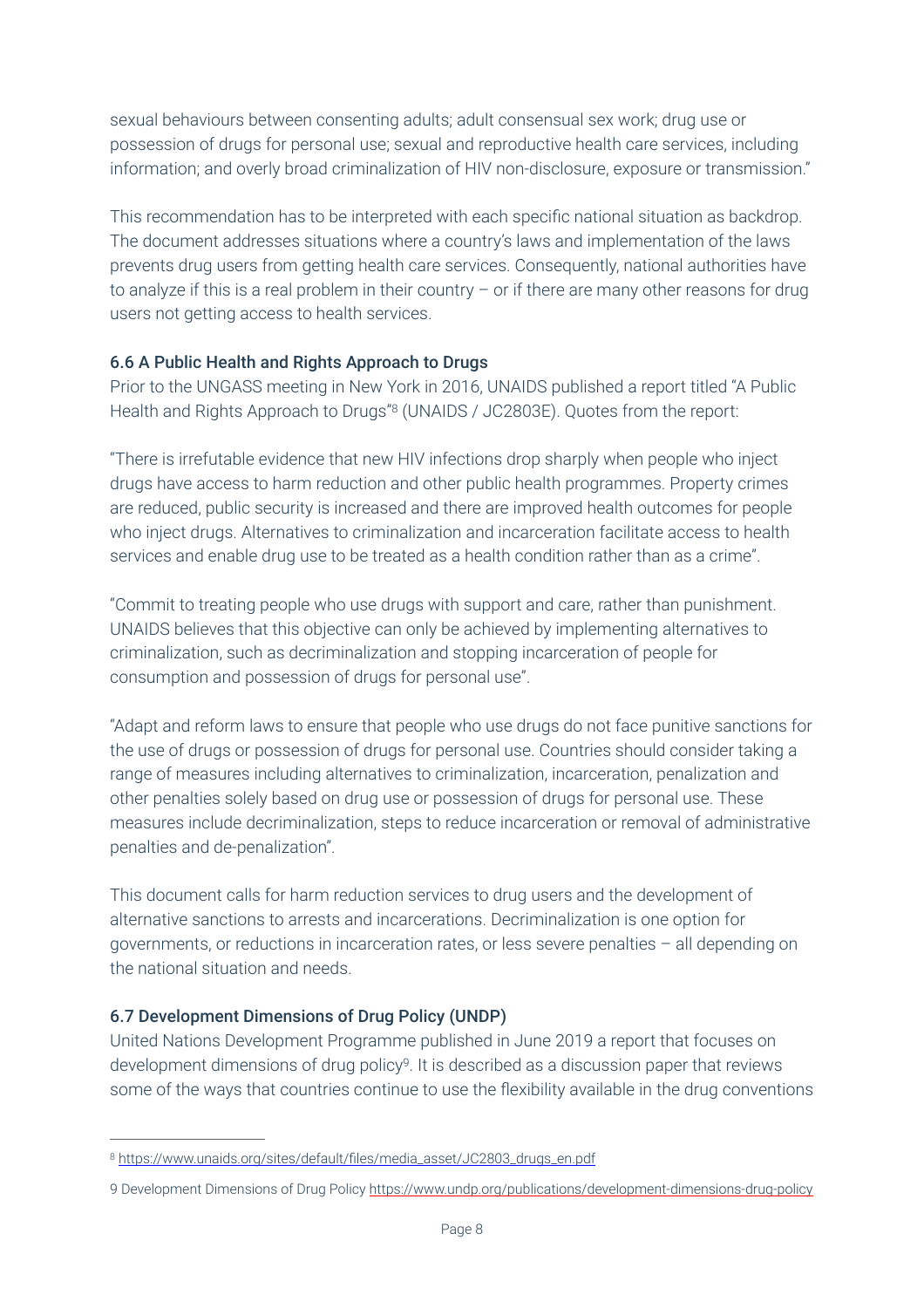sexual behaviours between consenting adults; adult consensual sex work; drug use or possession of drugs for personal use; sexual and reproductive health care services, including information; and overly broad criminalization of HIV non-disclosure, exposure or transmission."

This recommendation has to be interpreted with each specific national situation as backdrop. The document addresses situations where a country's laws and implementation of the laws prevents drug users from getting health care services. Consequently, national authorities have to analyze if this is a real problem in their country – or if there are many other reasons for drug users not getting access to health services.

### 6.6 A Public Health and Rights Approach to Drugs

Prior to the UNGASS meeting in New York in 2016, UNAIDS published a report titled "A Public Health and Rights Approach to Drugs"[8] (UNAIDS / JC2803E). Quotes from the report:

"There is irrefutable evidence that new HIV infections drop sharply when people who inject drugs have access to harm reduction and other public health programmes. Property crimes are reduced, public security is increased and there are improved health outcomes for people who inject drugs. Alternatives to criminalization and incarceration facilitate access to health services and enable drug use to be treated as a health condition rather than as a crime".

"Commit to treating people who use drugs with support and care, rather than punishment. UNAIDS believes that this objective can only be achieved by implementing alternatives to criminalization, such as decriminalization and stopping incarceration of people for consumption and possession of drugs for personal use".

"Adapt and reform laws to ensure that people who use drugs do not face punitive sanctions for the use of drugs or possession of drugs for personal use. Countries should consider taking a range of measures including alternatives to criminalization, incarceration, penalization and other penalties solely based on drug use or possession of drugs for personal use. These measures include decriminalization, steps to reduce incarceration or removal of administrative penalties and de-penalization".

This document calls for harm reduction services to drug users and the development of alternative sanctions to arrests and incarcerations. Decriminalization is one option for governments, or reductions in incarceration rates, or less severe penalties – all depending on the national situation and needs.

### 6.7 Development Dimensions of Drug Policy (UNDP)

United Nations Development Programme published in June 2019 a report that focuses on development dimensions of drug policy[9]. It is described as a discussion paper that reviews some of the ways that countries continue to use the flexibility available in the drug conventions

---

[8] https://www.unaids.org/sites/default/files/media_asset/JC2803_drugs_en.pdf

[9] Development Dimensions of Drug Policy https://www.undp.org/publications/development-dimensions-drug-policy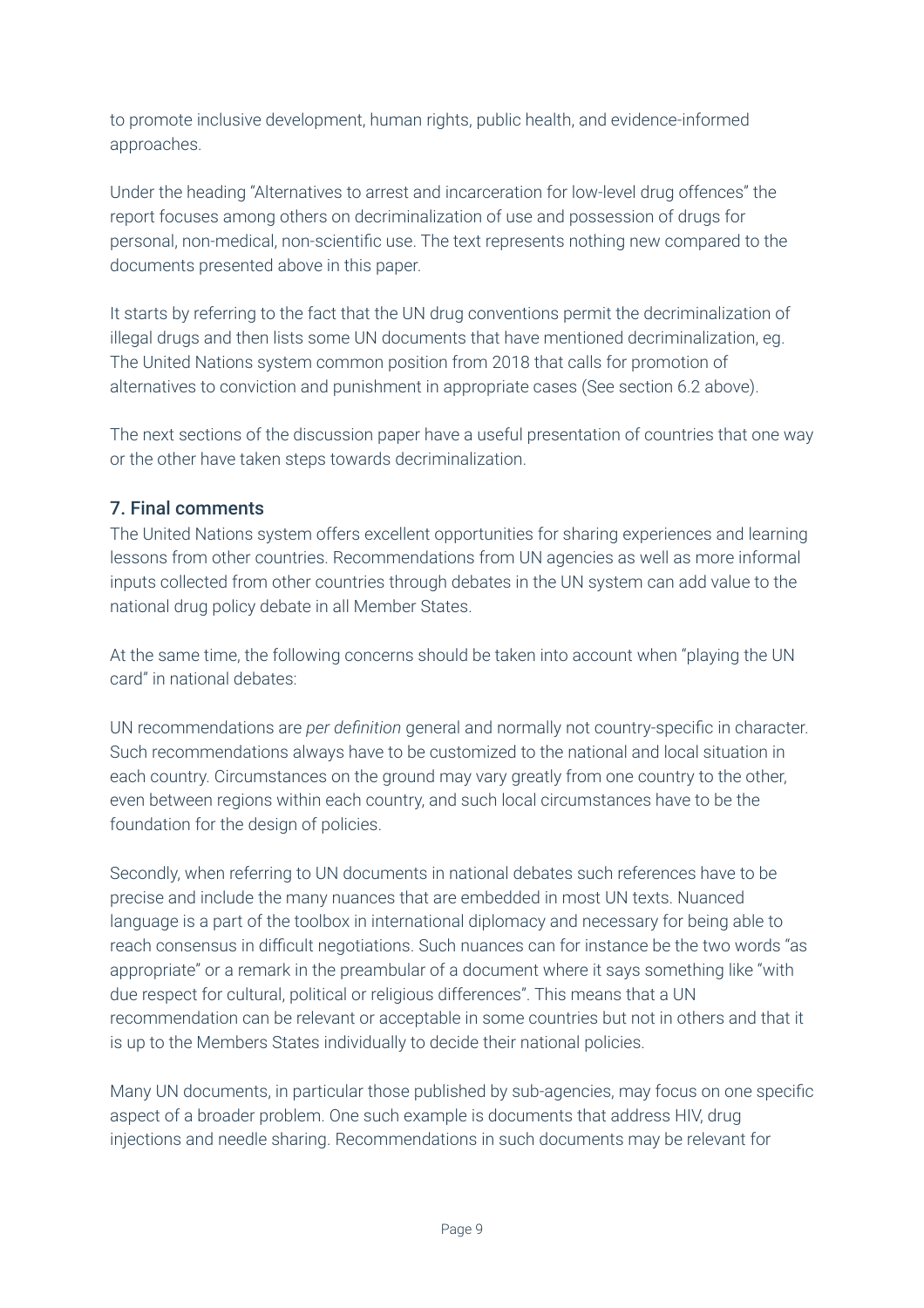to promote inclusive development, human rights, public health, and evidence-informed approaches.

Under the heading "Alternatives to arrest and incarceration for low-level drug offences" the report focuses among others on decriminalization of use and possession of drugs for personal, non-medical, non-scientific use. The text represents nothing new compared to the documents presented above in this paper.

It starts by referring to the fact that the UN drug conventions permit the decriminalization of illegal drugs and then lists some UN documents that have mentioned decriminalization, eg. The United Nations system common position from 2018 that calls for promotion of alternatives to conviction and punishment in appropriate cases (See section 6.2 above).

The next sections of the discussion paper have a useful presentation of countries that one way or the other have taken steps towards decriminalization.

## 7. Final comments

The United Nations system offers excellent opportunities for sharing experiences and learning lessons from other countries. Recommendations from UN agencies as well as more informal inputs collected from other countries through debates in the UN system can add value to the national drug policy debate in all Member States.

At the same time, the following concerns should be taken into account when "playing the UN card" in national debates:

UN recommendations are *per definition* general and normally not country-specific in character. Such recommendations always have to be customized to the national and local situation in each country. Circumstances on the ground may vary greatly from one country to the other, even between regions within each country, and such local circumstances have to be the foundation for the design of policies.

Secondly, when referring to UN documents in national debates such references have to be precise and include the many nuances that are embedded in most UN texts. Nuanced language is a part of the toolbox in international diplomacy and necessary for being able to reach consensus in difficult negotiations. Such nuances can for instance be the two words "as appropriate" or a remark in the preambular of a document where it says something like "with due respect for cultural, political or religious differences". This means that a UN recommendation can be relevant or acceptable in some countries but not in others and that it is up to the Members States individually to decide their national policies.

Many UN documents, in particular those published by sub-agencies, may focus on one specific aspect of a broader problem. One such example is documents that address HIV, drug injections and needle sharing. Recommendations in such documents may be relevant for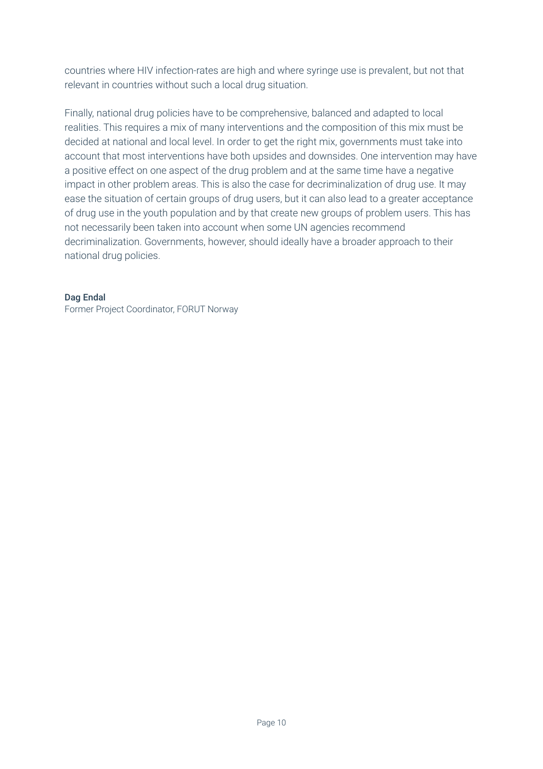countries where HIV infection-rates are high and where syringe use is prevalent, but not that relevant in countries without such a local drug situation.

Finally, national drug policies have to be comprehensive, balanced and adapted to local realities. This requires a mix of many interventions and the composition of this mix must be decided at national and local level. In order to get the right mix, governments must take into account that most interventions have both upsides and downsides. One intervention may have a positive effect on one aspect of the drug problem and at the same time have a negative impact in other problem areas. This is also the case for decriminalization of drug use. It may ease the situation of certain groups of drug users, but it can also lead to a greater acceptance of drug use in the youth population and by that create new groups of problem users. This has not necessarily been taken into account when some UN agencies recommend decriminalization. Governments, however, should ideally have a broader approach to their national drug policies.

**Dag Endal**
Former Project Coordinator, FORUT Norway